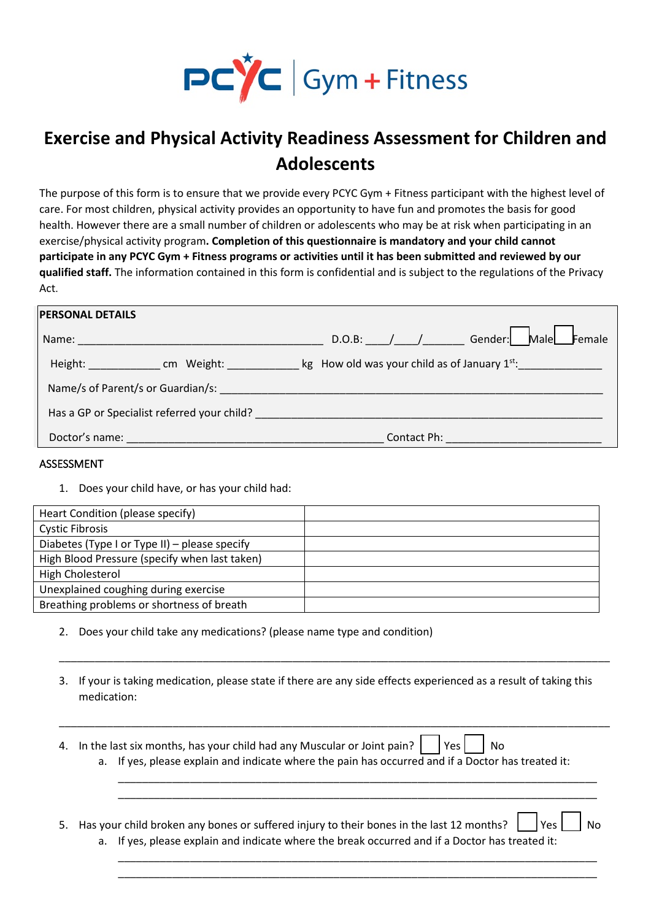PCYC | Gym + Fitness

# Exercise and Physical Activity Readiness Assessment for Children and Adolescents

The purpose of this form is to ensure that we provide every PCYC Gym + Fitness participant with the highest level of care. For most children, physical activity provides an opportunity to have fun and promotes the basis for good health. However there are a small number of children or adolescents who may be at risk when participating in an exercise/physical activity program. **Completion of this questionnaire is mandatory and your child cannot participate in any PCYC Gym + Fitness programs or activities until it has been submitted and reviewed by our qualified staff.** The information contained in this form is confidential and is subject to the regulations of the Privacy Act.

**PERSONAL DETAILS**

Name: ________________________________________ D.O.B: ____/____/_______ Gender: ☐ Male ☐ Female

Height: ___________ cm Weight: ___________ kg How old was your child as of January 1st: _____________

Name/s of Parent/s or Guardian/s: ______________________________________________________________

Has a GP or Specialist referred your child? _______________________________________________________

Doctor's name: __________________________________________ Contact Ph: _________________________

ASSESSMENT

1. Does your child have, or has your child had:

| | |
|---|---|
| Heart Condition (please specify) | |
| Cystic Fibrosis | |
| Diabetes (Type I or Type II) – please specify | |
| High Blood Pressure (specify when last taken) | |
| High Cholesterol | |
| Unexplained coughing during exercise | |
| Breathing problems or shortness of breath | |

2. Does your child take any medications? (please name type and condition)

______________________________________________________________________________________________

3. If your is taking medication, please state if there are any side effects experienced as a result of taking this medication:

______________________________________________________________________________________________

4. In the last six months, has your child had any Muscular or Joint pain? ☐ Yes ☐ No
    a. If yes, please explain and indicate where the pain has occurred and if a Doctor has treated it:

    ________________________________________________________________________________

    ________________________________________________________________________________

5. Has your child broken any bones or suffered injury to their bones in the last 12 months? ☐ Yes ☐ No
    a. If yes, please explain and indicate where the break occurred and if a Doctor has treated it:

    ________________________________________________________________________________

    ________________________________________________________________________________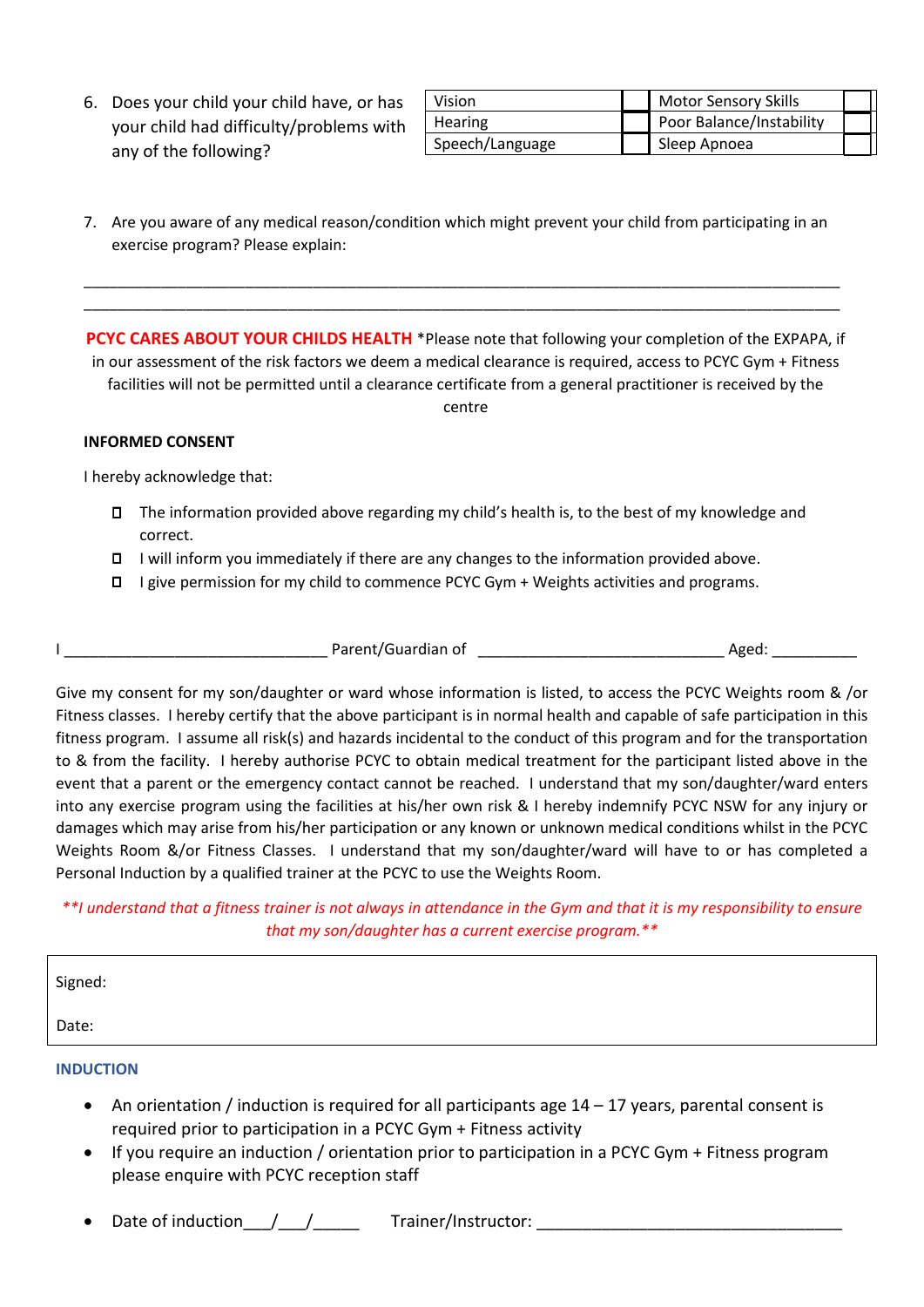6. Does your child your child have, or has your child had difficulty/problems with any of the following?

| | | | |
|---|---|---|---|
| Vision | | Motor Sensory Skills | |
| Hearing | | Poor Balance/Instability | |
| Speech/Language | | Sleep Apnoea | |

7. Are you aware of any medical reason/condition which might prevent your child from participating in an exercise program? Please explain:

_______________________________________________________________________________________

_______________________________________________________________________________________

**PCYC CARES ABOUT YOUR CHILDS HEALTH** *Please note that following your completion of the EXPAPA, if in our assessment of the risk factors we deem a medical clearance is required, access to PCYC Gym + Fitness facilities will not be permitted until a clearance certificate from a general practitioner is received by the centre

**INFORMED CONSENT**

I hereby acknowledge that:

- ☐ The information provided above regarding my child's health is, to the best of my knowledge and correct.
- ☐ I will inform you immediately if there are any changes to the information provided above.
- ☐ I give permission for my child to commence PCYC Gym + Weights activities and programs.

I ______________________________ Parent/Guardian of ____________________________ Aged: __________

Give my consent for my son/daughter or ward whose information is listed, to access the PCYC Weights room & /or Fitness classes. I hereby certify that the above participant is in normal health and capable of safe participation in this fitness program. I assume all risk(s) and hazards incidental to the conduct of this program and for the transportation to & from the facility. I hereby authorise PCYC to obtain medical treatment for the participant listed above in the event that a parent or the emergency contact cannot be reached. I understand that my son/daughter/ward enters into any exercise program using the facilities at his/her own risk & I hereby indemnify PCYC NSW for any injury or damages which may arise from his/her participation or any known or unknown medical conditions whilst in the PCYC Weights Room &/or Fitness Classes. I understand that my son/daughter/ward will have to or has completed a Personal Induction by a qualified trainer at the PCYC to use the Weights Room.

*\*\*I understand that a fitness trainer is not always in attendance in the Gym and that it is my responsibility to ensure that my son/daughter has a current exercise program.\*\**

Signed:

Date:

**INDUCTION**

- An orientation / induction is required for all participants age 14 – 17 years, parental consent is required prior to participation in a PCYC Gym + Fitness activity
- If you require an induction / orientation prior to participation in a PCYC Gym + Fitness program please enquire with PCYC reception staff

- Date of induction___/___/_____ Trainer/Instructor: _________________________________